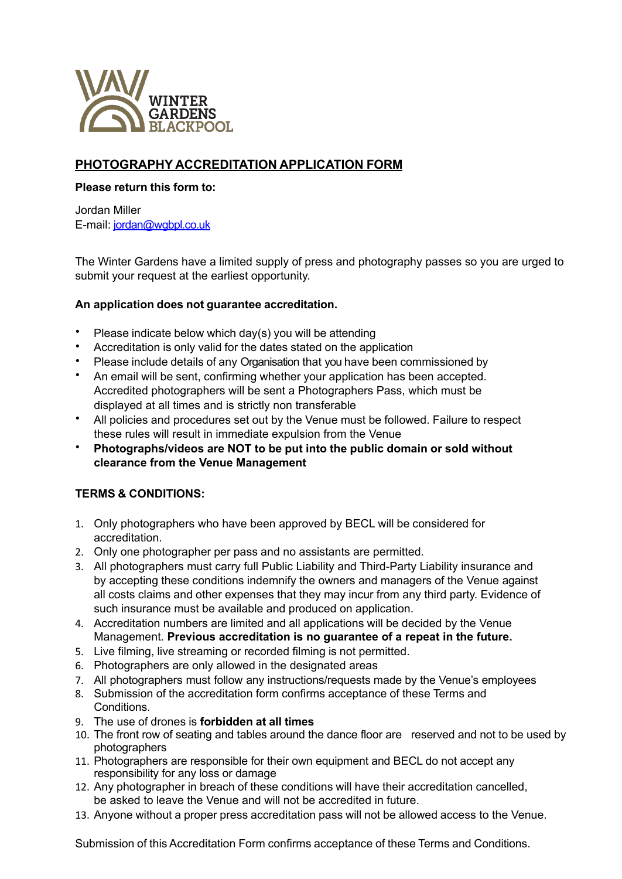WINTER GARDENS BLACKPOOL

## PHOTOGRAPHY ACCREDITATION APPLICATION FORM

**Please return this form to:**

Jordan Miller
E-mail: jordan@wgbpl.co.uk

The Winter Gardens have a limited supply of press and photography passes so you are urged to submit your request at the earliest opportunity.

**An application does not guarantee accreditation.**

- Please indicate below which day(s) you will be attending
- Accreditation is only valid for the dates stated on the application
- Please include details of any Organisation that you have been commissioned by
- An email will be sent, confirming whether your application has been accepted. Accredited photographers will be sent a Photographers Pass, which must be displayed at all times and is strictly non transferable
- All policies and procedures set out by the Venue must be followed. Failure to respect these rules will result in immediate expulsion from the Venue
- **Photographs/videos are NOT to be put into the public domain or sold without clearance from the Venue Management**

**TERMS & CONDITIONS:**

1. Only photographers who have been approved by BECL will be considered for accreditation.
2. Only one photographer per pass and no assistants are permitted.
3. All photographers must carry full Public Liability and Third-Party Liability insurance and by accepting these conditions indemnify the owners and managers of the Venue against all costs claims and other expenses that they may incur from any third party. Evidence of such insurance must be available and produced on application.
4. Accreditation numbers are limited and all applications will be decided by the Venue Management. **Previous accreditation is no guarantee of a repeat in the future.**
5. Live filming, live streaming or recorded filming is not permitted.
6. Photographers are only allowed in the designated areas
7. All photographers must follow any instructions/requests made by the Venue's employees
8. Submission of the accreditation form confirms acceptance of these Terms and Conditions.
9. The use of drones is **forbidden at all times**
10. The front row of seating and tables around the dance floor are reserved and not to be used by photographers
11. Photographers are responsible for their own equipment and BECL do not accept any responsibility for any loss or damage
12. Any photographer in breach of these conditions will have their accreditation cancelled, be asked to leave the Venue and will not be accredited in future.
13. Anyone without a proper press accreditation pass will not be allowed access to the Venue.

Submission of this Accreditation Form confirms acceptance of these Terms and Conditions.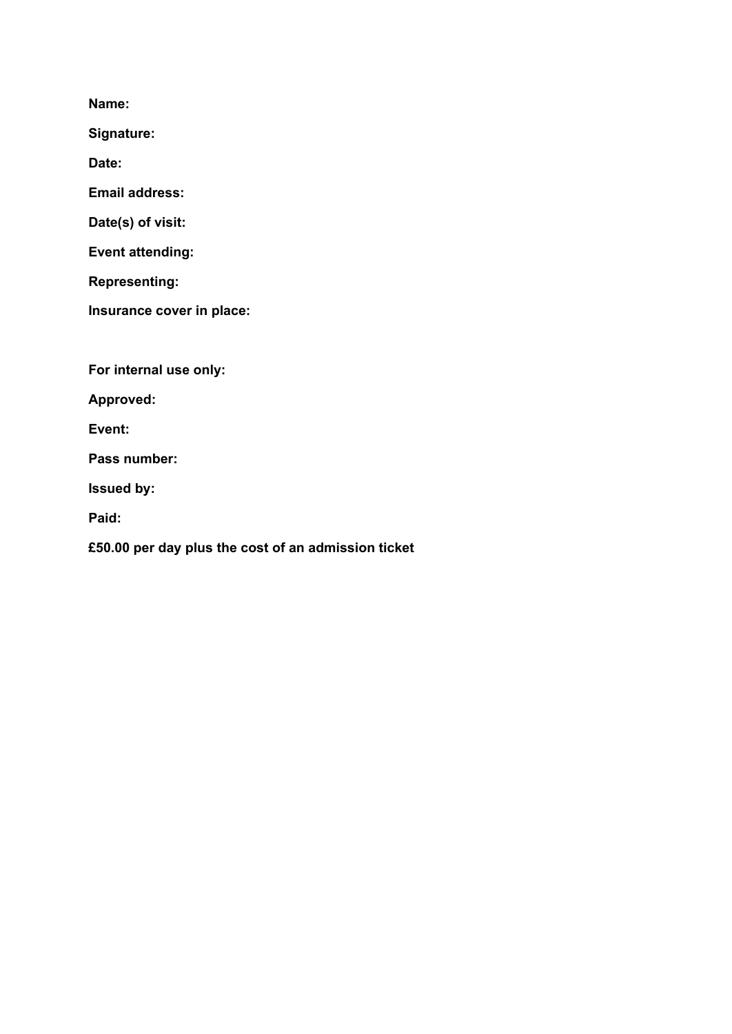**Name:**

**Signature:**

**Date:**

**Email address:**

**Date(s) of visit:**

**Event attending:**

**Representing:**

**Insurance cover in place:**

**For internal use only:**

**Approved:**

**Event:**

**Pass number:**

**Issued by:**

**Paid:**

**£50.00 per day plus the cost of an admission ticket**